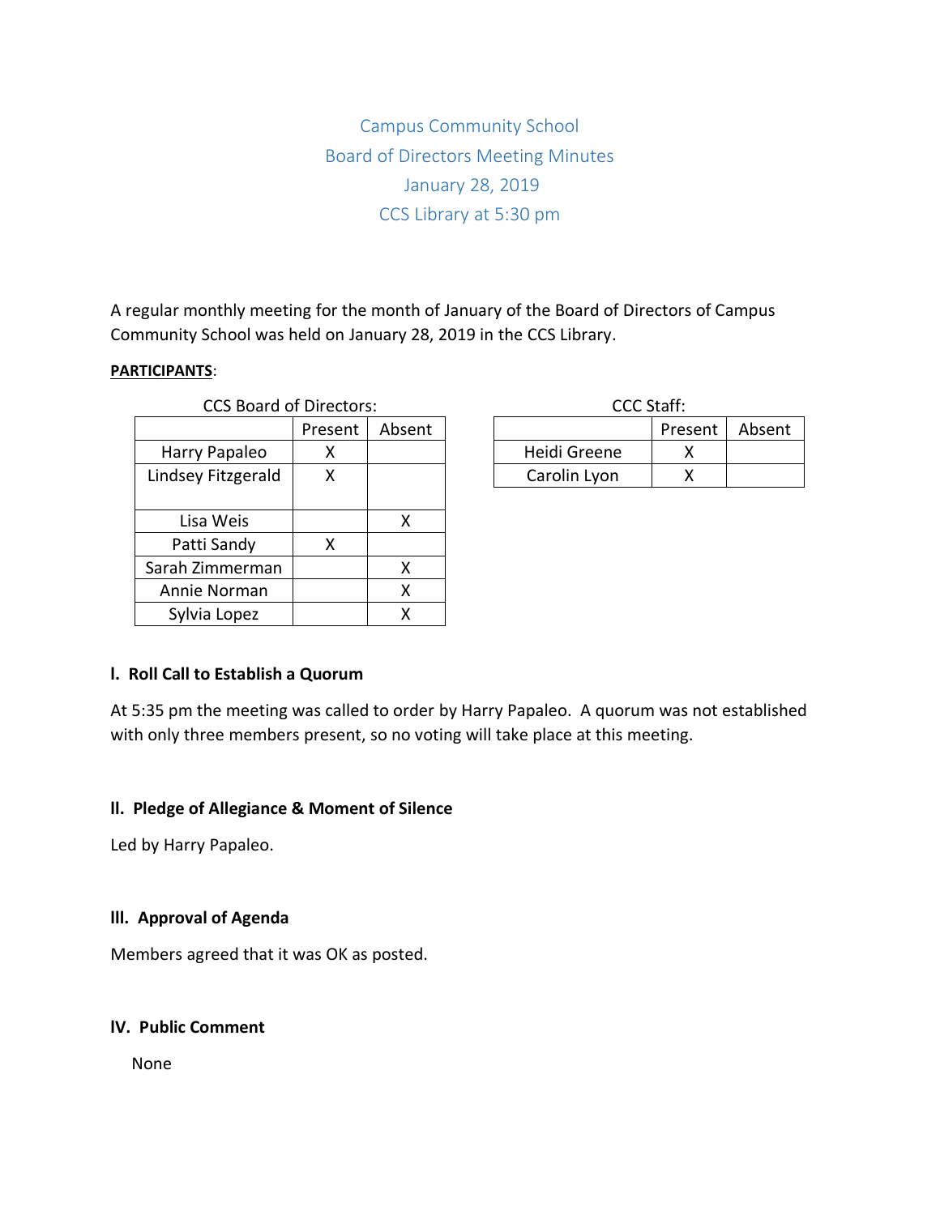Campus Community School

Board of Directors Meeting Minutes

January 28, 2019

CCS Library at 5:30 pm

A regular monthly meeting for the month of January of the Board of Directors of Campus Community School was held on January 28, 2019 in the CCS Library.

**PARTICIPANTS**:

CCS Board of Directors:

| | Present | Absent |
|---|---|---|
| Harry Papaleo | X | |
| Lindsey Fitzgerald | X | |
| Lisa Weis | | X |
| Patti Sandy | X | |
| Sarah Zimmerman | | X |
| Annie Norman | | X |
| Sylvia Lopez | | X |

CCC Staff:

| | Present | Absent |
|---|---|---|
| Heidi Greene | X | |
| Carolin Lyon | X | |

### I. Roll Call to Establish a Quorum

At 5:35 pm the meeting was called to order by Harry Papaleo. A quorum was not established with only three members present, so no voting will take place at this meeting.

### II. Pledge of Allegiance & Moment of Silence

Led by Harry Papaleo.

### III. Approval of Agenda

Members agreed that it was OK as posted.

### IV. Public Comment

None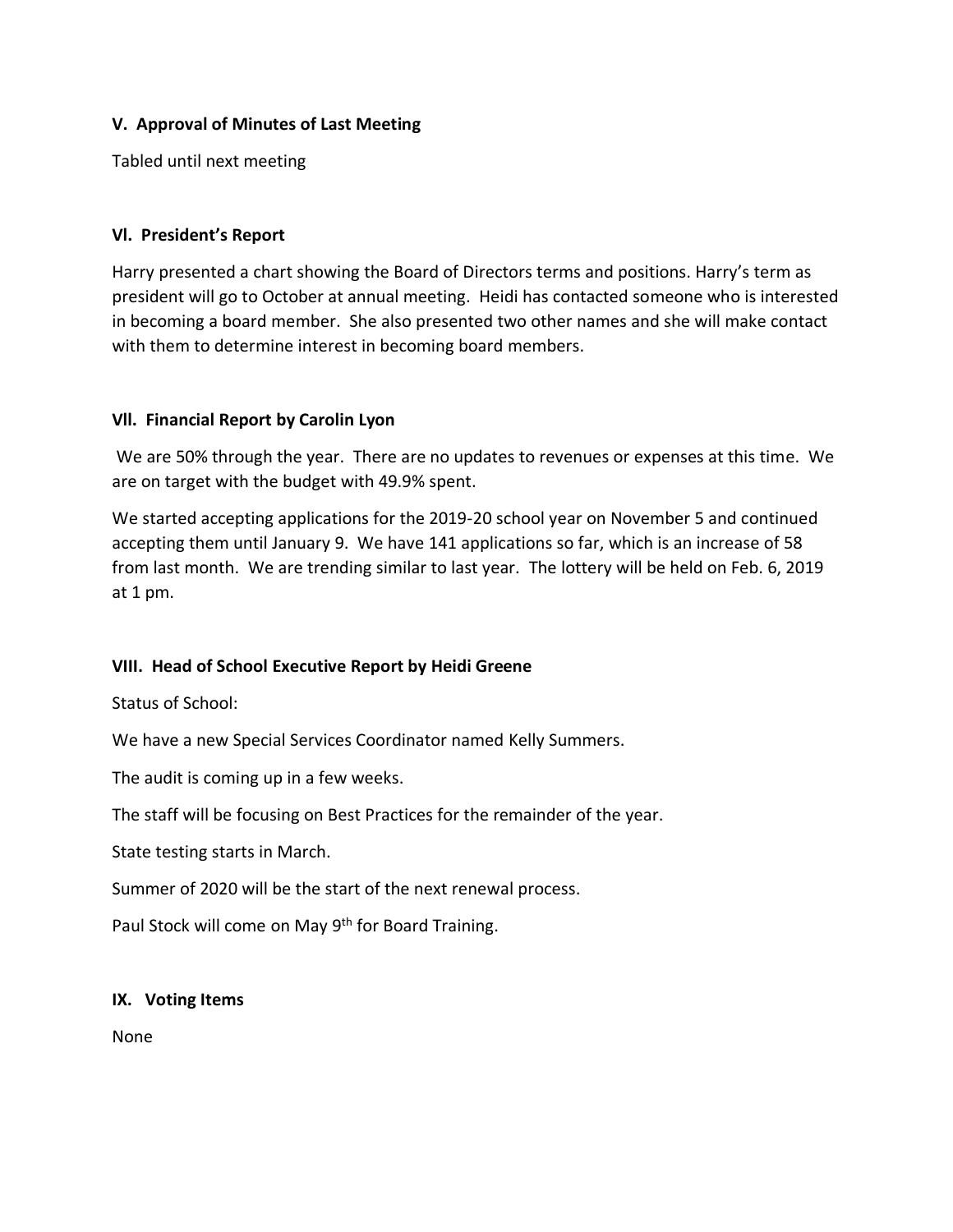### V. Approval of Minutes of Last Meeting

Tabled until next meeting

### Vl. President's Report

Harry presented a chart showing the Board of Directors terms and positions. Harry's term as president will go to October at annual meeting. Heidi has contacted someone who is interested in becoming a board member. She also presented two other names and she will make contact with them to determine interest in becoming board members.

### Vll. Financial Report by Carolin Lyon

We are 50% through the year. There are no updates to revenues or expenses at this time. We are on target with the budget with 49.9% spent.

We started accepting applications for the 2019-20 school year on November 5 and continued accepting them until January 9. We have 141 applications so far, which is an increase of 58 from last month. We are trending similar to last year. The lottery will be held on Feb. 6, 2019 at 1 pm.

### VIII. Head of School Executive Report by Heidi Greene

Status of School:

We have a new Special Services Coordinator named Kelly Summers.

The audit is coming up in a few weeks.

The staff will be focusing on Best Practices for the remainder of the year.

State testing starts in March.

Summer of 2020 will be the start of the next renewal process.

Paul Stock will come on May 9th for Board Training.

### IX. Voting Items

None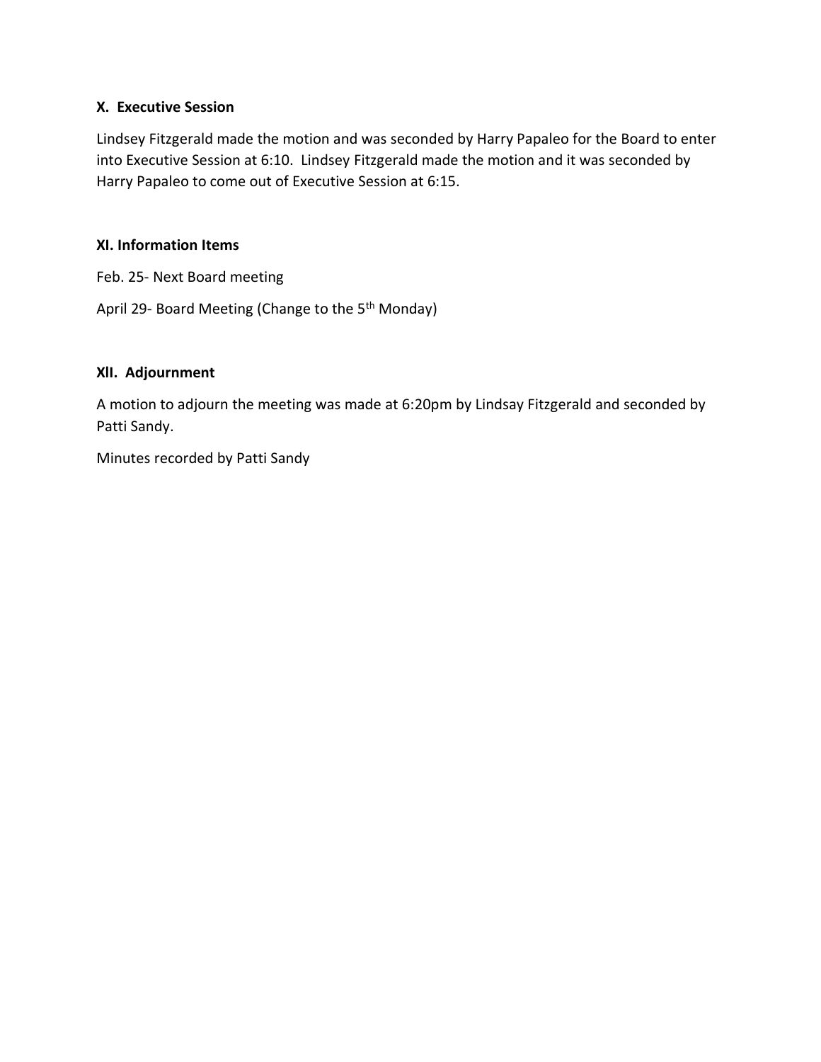### X. Executive Session

Lindsey Fitzgerald made the motion and was seconded by Harry Papaleo for the Board to enter into Executive Session at 6:10. Lindsey Fitzgerald made the motion and it was seconded by Harry Papaleo to come out of Executive Session at 6:15.

### XI. Information Items

Feb. 25- Next Board meeting

April 29- Board Meeting (Change to the 5th Monday)

### XlI. Adjournment

A motion to adjourn the meeting was made at 6:20pm by Lindsay Fitzgerald and seconded by Patti Sandy.

Minutes recorded by Patti Sandy